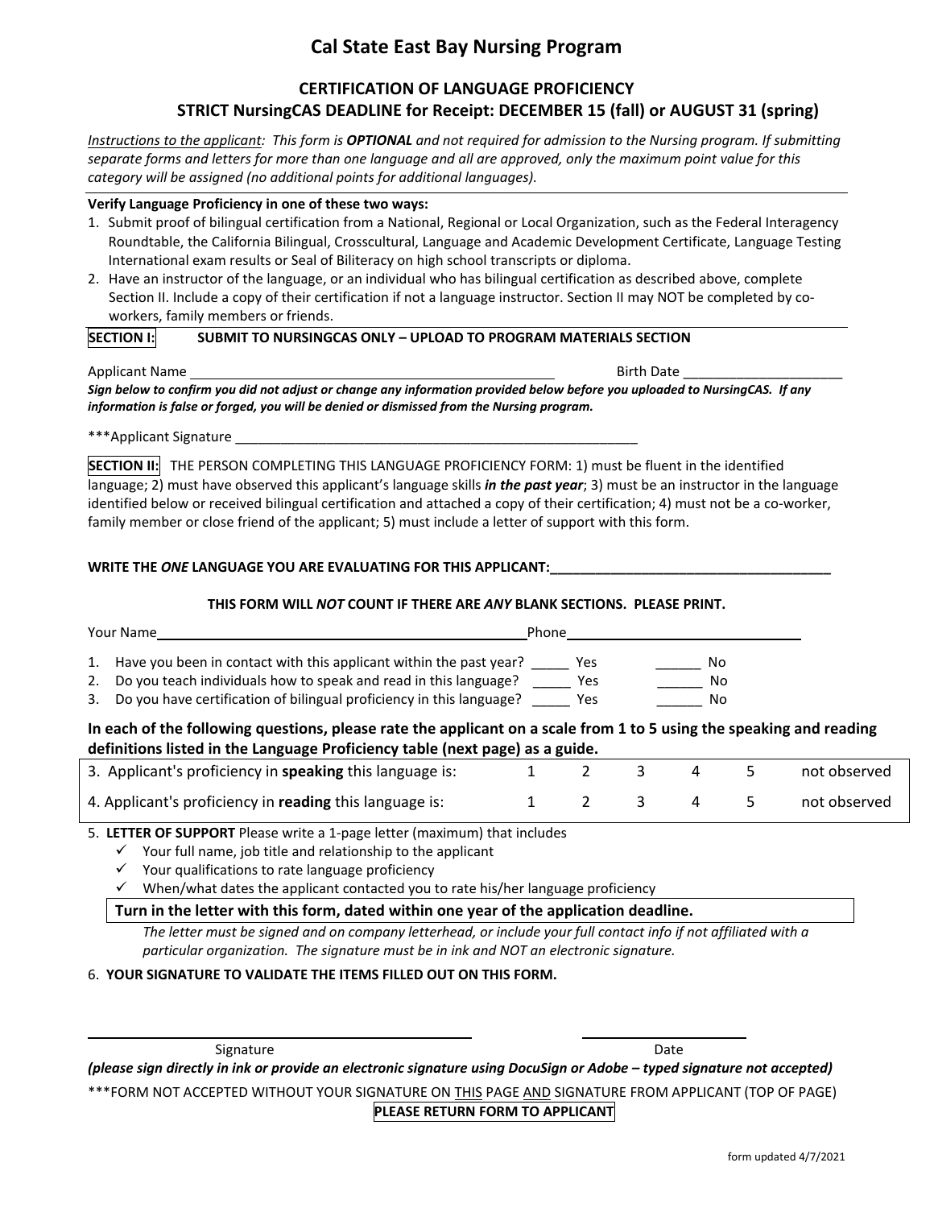# Cal State East Bay Nursing Program

## CERTIFICATION OF LANGUAGE PROFICIENCY

### STRICT NursingCAS DEADLINE for Receipt: DECEMBER 15 (fall) or AUGUST 31 (spring)

*Instructions to the applicant: This form is **OPTIONAL** and not required for admission to the Nursing program. If submitting separate forms and letters for more than one language and all are approved, only the maximum point value for this category will be assigned (no additional points for additional languages).*

**Verify Language Proficiency in one of these two ways:**

1. Submit proof of bilingual certification from a National, Regional or Local Organization, such as the Federal Interagency Roundtable, the California Bilingual, Crosscultural, Language and Academic Development Certificate, Language Testing International exam results or Seal of Biliteracy on high school transcripts or diploma.
2. Have an instructor of the language, or an individual who has bilingual certification as described above, complete Section II. Include a copy of their certification if not a language instructor. Section II may NOT be completed by co-workers, family members or friends.

**SECTION I: SUBMIT TO NURSINGCAS ONLY – UPLOAD TO PROGRAM MATERIALS SECTION**

Applicant Name ______________________________ Birth Date ____________________

***Sign below to confirm you did not adjust or change any information provided below before you uploaded to NursingCAS. If any information is false or forged, you will be denied or dismissed from the Nursing program.***

***Applicant Signature ______________________________________________

**SECTION II:** THE PERSON COMPLETING THIS LANGUAGE PROFICIENCY FORM: 1) must be fluent in the identified language; 2) must have observed this applicant's language skills ***in the past year***; 3) must be an instructor in the language identified below or received bilingual certification and attached a copy of their certification; 4) must not be a co-worker, family member or close friend of the applicant; 5) must include a letter of support with this form.

**WRITE THE *ONE* LANGUAGE YOU ARE EVALUATING FOR THIS APPLICANT:**____________________________________

**THIS FORM WILL *NOT* COUNT IF THERE ARE *ANY* BLANK SECTIONS. PLEASE PRINT.**

Your Name ______________________________________ Phone ____________________________

1. Have you been in contact with this applicant within the past year? _____ Yes ______ No
2. Do you teach individuals how to speak and read in this language? _____ Yes ______ No
3. Do you have certification of bilingual proficiency in this language? _____ Yes ______ No

**In each of the following questions, please rate the applicant on a scale from 1 to 5 using the speaking and reading definitions listed in the Language Proficiency table (next page) as a guide.**

| | | | | | | |
|---|---|---|---|---|---|---|
| 3. Applicant's proficiency in **speaking** this language is: | 1 | 2 | 3 | 4 | 5 | not observed |
| 4. Applicant's proficiency in **reading** this language is: | 1 | 2 | 3 | 4 | 5 | not observed |

5. **LETTER OF SUPPORT** Please write a 1-page letter (maximum) that includes
   - ✓ Your full name, job title and relationship to the applicant
   - ✓ Your qualifications to rate language proficiency
   - ✓ When/what dates the applicant contacted you to rate his/her language proficiency

   **Turn in the letter with this form, dated within one year of the application deadline.**

   *The letter must be signed and on company letterhead, or include your full contact info if not affiliated with a particular organization. The signature must be in ink and NOT an electronic signature.*

6. **YOUR SIGNATURE TO VALIDATE THE ITEMS FILLED OUT ON THIS FORM.**

______________________________________ ____________________

Signature Date

***(please sign directly in ink or provide an electronic signature using DocuSign or Adobe – typed signature not accepted)***

***FORM NOT ACCEPTED WITHOUT YOUR SIGNATURE ON THIS PAGE AND SIGNATURE FROM APPLICANT (TOP OF PAGE)

**PLEASE RETURN FORM TO APPLICANT**

form updated 4/7/2021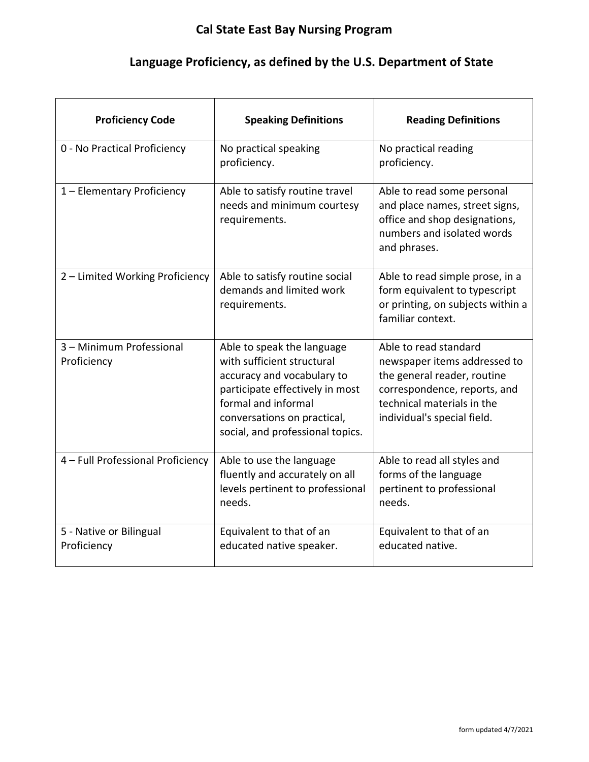# Cal State East Bay Nursing Program

## Language Proficiency, as defined by the U.S. Department of State

| Proficiency Code | Speaking Definitions | Reading Definitions |
|---|---|---|
| 0 - No Practical Proficiency | No practical speaking proficiency. | No practical reading proficiency. |
| 1 – Elementary Proficiency | Able to satisfy routine travel needs and minimum courtesy requirements. | Able to read some personal and place names, street signs, office and shop designations, numbers and isolated words and phrases. |
| 2 – Limited Working Proficiency | Able to satisfy routine social demands and limited work requirements. | Able to read simple prose, in a form equivalent to typescript or printing, on subjects within a familiar context. |
| 3 – Minimum Professional Proficiency | Able to speak the language with sufficient structural accuracy and vocabulary to participate effectively in most formal and informal conversations on practical, social, and professional topics. | Able to read standard newspaper items addressed to the general reader, routine correspondence, reports, and technical materials in the individual's special field. |
| 4 – Full Professional Proficiency | Able to use the language fluently and accurately on all levels pertinent to professional needs. | Able to read all styles and forms of the language pertinent to professional needs. |
| 5 - Native or Bilingual Proficiency | Equivalent to that of an educated native speaker. | Equivalent to that of an educated native. |

form updated 4/7/2021